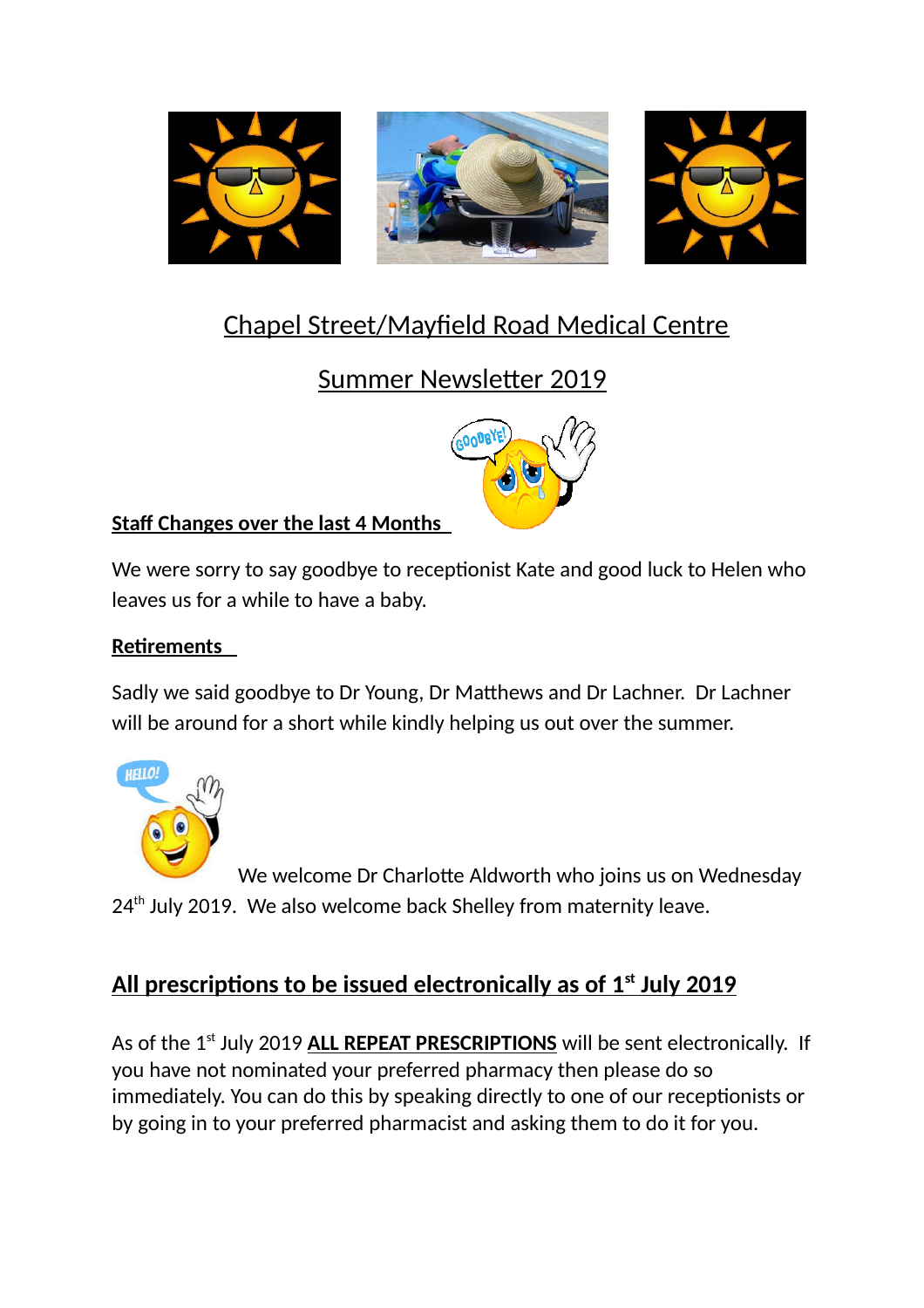# Chapel Street/Mayfield Road Medical Centre

## Summer Newsletter 2019

**Staff Changes over the last 4 Months**

We were sorry to say goodbye to receptionist Kate and good luck to Helen who leaves us for a while to have a baby.

**Retirements**

Sadly we said goodbye to Dr Young, Dr Matthews and Dr Lachner. Dr Lachner will be around for a short while kindly helping us out over the summer.

We welcome Dr Charlotte Aldworth who joins us on Wednesday 24th July 2019. We also welcome back Shelley from maternity leave.

## All prescriptions to be issued electronically as of 1st July 2019

As of the 1st July 2019 **ALL REPEAT PRESCRIPTIONS** will be sent electronically. If you have not nominated your preferred pharmacy then please do so immediately. You can do this by speaking directly to one of our receptionists or by going in to your preferred pharmacist and asking them to do it for you.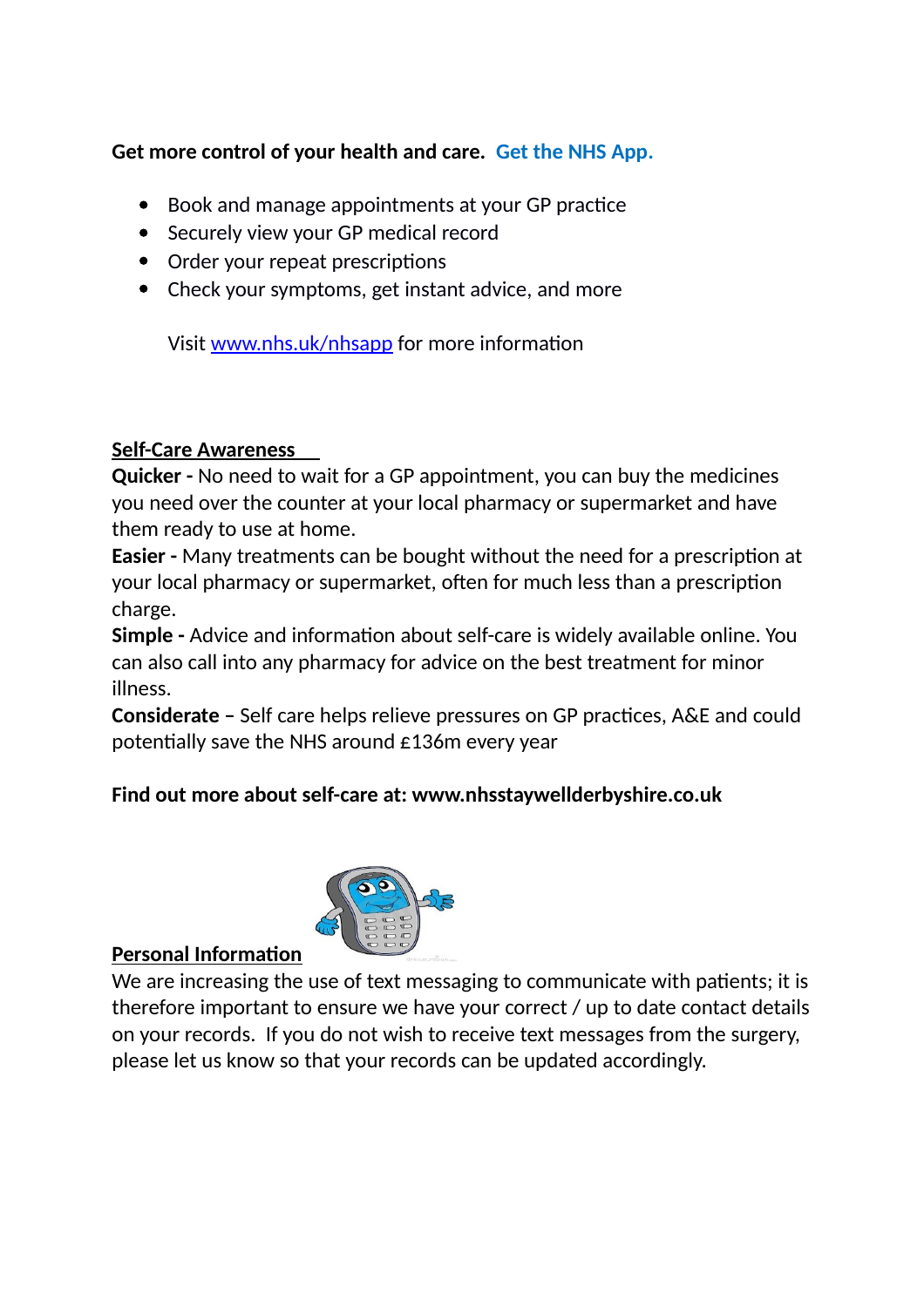**Get more control of your health and care. Get the NHS App.**

- Book and manage appointments at your GP practice
- Securely view your GP medical record
- Order your repeat prescriptions
- Check your symptoms, get instant advice, and more

  Visit [www.nhs.uk/nhsapp](http://www.nhs.uk/nhsapp) for more information

**Self-Care Awareness**

**Quicker -** No need to wait for a GP appointment, you can buy the medicines you need over the counter at your local pharmacy or supermarket and have them ready to use at home.

**Easier -** Many treatments can be bought without the need for a prescription at your local pharmacy or supermarket, often for much less than a prescription charge.

**Simple -** Advice and information about self-care is widely available online. You can also call into any pharmacy for advice on the best treatment for minor illness.

**Considerate –** Self care helps relieve pressures on GP practices, A&E and could potentially save the NHS around £136m every year

**Find out more about self-care at: www.nhsstaywellderbyshire.co.uk**

**Personal Information**

We are increasing the use of text messaging to communicate with patients; it is therefore important to ensure we have your correct / up to date contact details on your records. If you do not wish to receive text messages from the surgery, please let us know so that your records can be updated accordingly.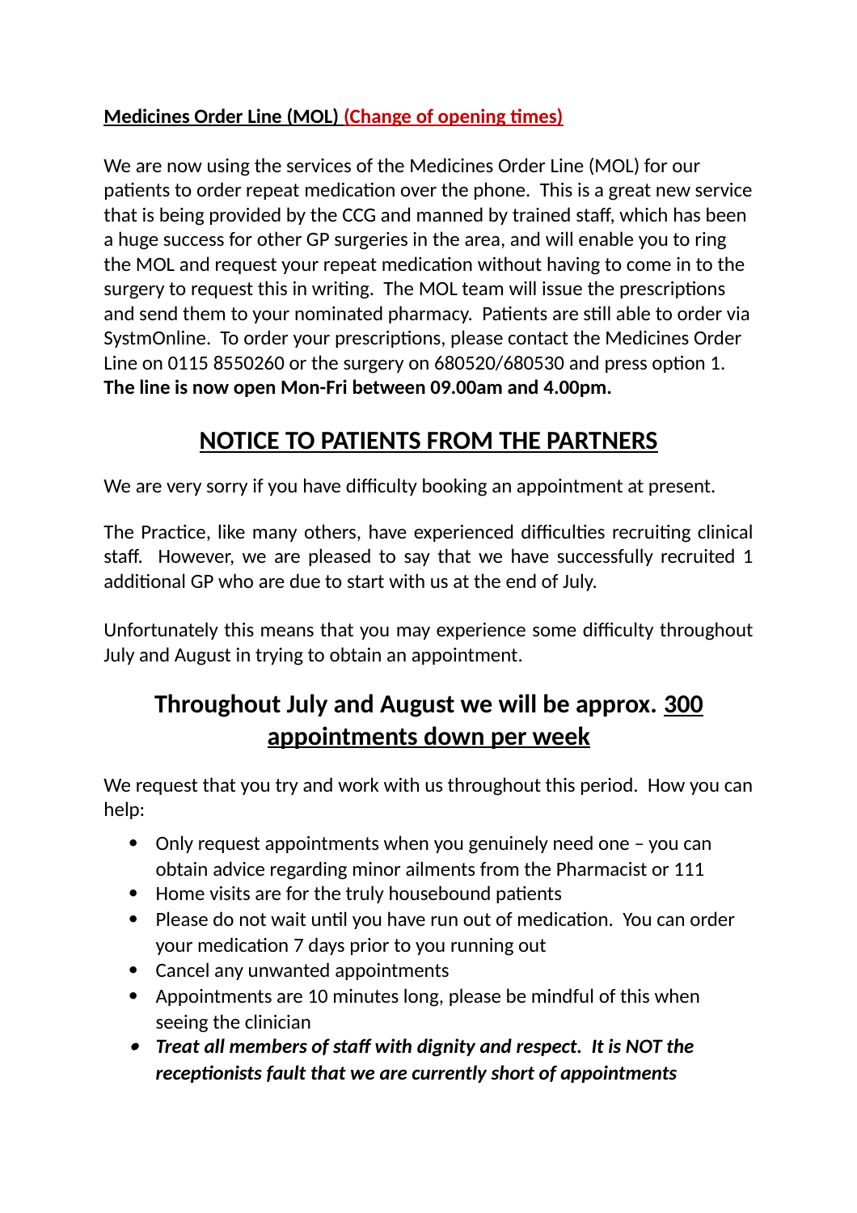**Medicines Order Line (MOL) (Change of opening times)**

We are now using the services of the Medicines Order Line (MOL) for our patients to order repeat medication over the phone. This is a great new service that is being provided by the CCG and manned by trained staff, which has been a huge success for other GP surgeries in the area, and will enable you to ring the MOL and request your repeat medication without having to come in to the surgery to request this in writing. The MOL team will issue the prescriptions and send them to your nominated pharmacy. Patients are still able to order via SystmOnline. To order your prescriptions, please contact the Medicines Order Line on 0115 8550260 or the surgery on 680520/680530 and press option 1. **The line is now open Mon-Fri between 09.00am and 4.00pm.**

## NOTICE TO PATIENTS FROM THE PARTNERS

We are very sorry if you have difficulty booking an appointment at present.

The Practice, like many others, have experienced difficulties recruiting clinical staff. However, we are pleased to say that we have successfully recruited 1 additional GP who are due to start with us at the end of July.

Unfortunately this means that you may experience some difficulty throughout July and August in trying to obtain an appointment.

## Throughout July and August we will be approx. 300 appointments down per week

We request that you try and work with us throughout this period. How you can help:

- Only request appointments when you genuinely need one – you can obtain advice regarding minor ailments from the Pharmacist or 111
- Home visits are for the truly housebound patients
- Please do not wait until you have run out of medication. You can order your medication 7 days prior to you running out
- Cancel any unwanted appointments
- Appointments are 10 minutes long, please be mindful of this when seeing the clinician
- ***Treat all members of staff with dignity and respect. It is NOT the receptionists fault that we are currently short of appointments***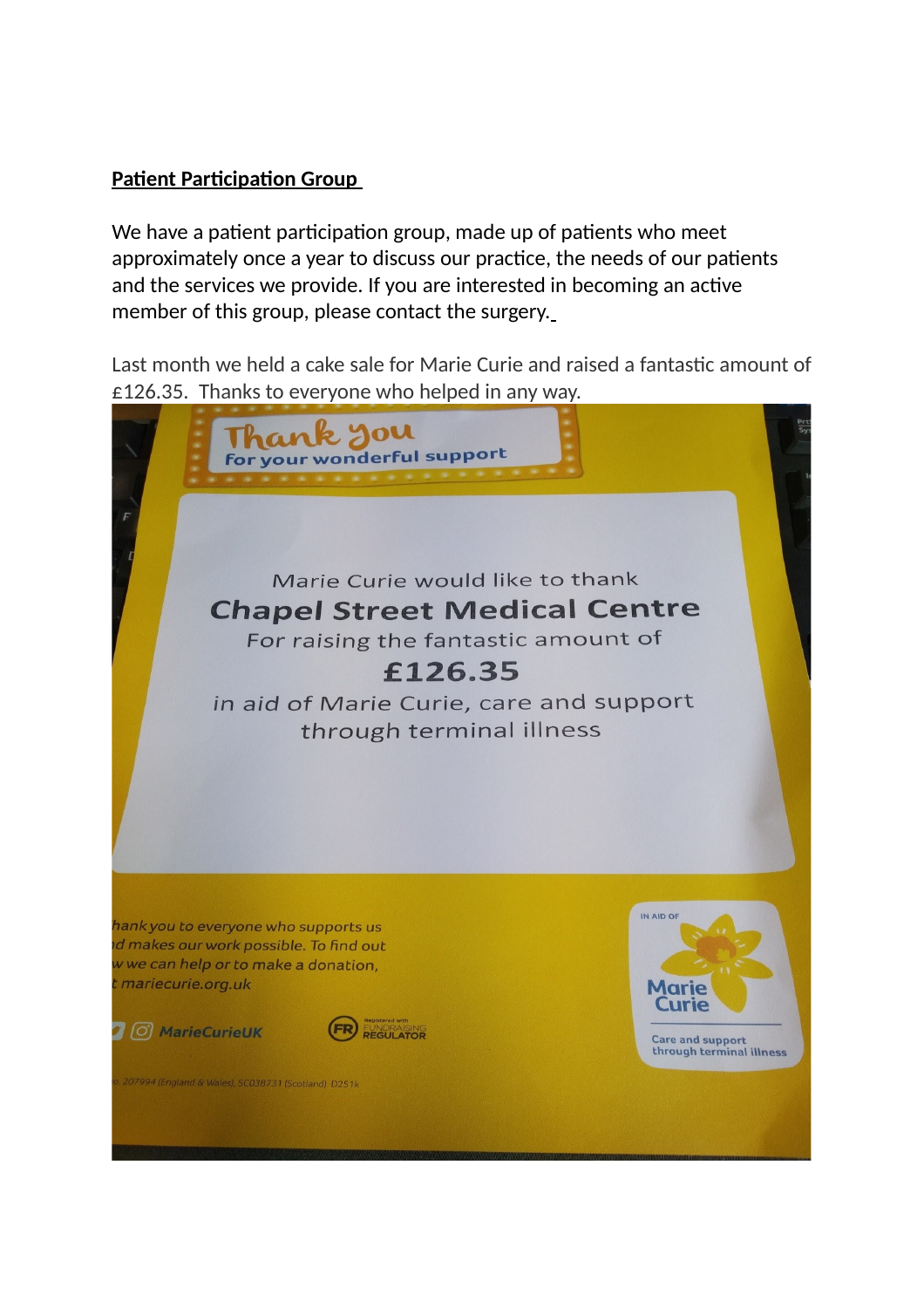**Patient Participation Group**

We have a patient participation group, made up of patients who meet approximately once a year to discuss our practice, the needs of our patients and the services we provide. If you are interested in becoming an active member of this group, please contact the surgery.

Last month we held a cake sale for Marie Curie and raised a fantastic amount of £126.35. Thanks to everyone who helped in any way.

Thank you
for your wonderful support

Marie Curie would like to thank
**Chapel Street Medical Centre**
For raising the fantastic amount of
**£126.35**
in aid of Marie Curie, care and support through terminal illness

*hank you to everyone who supports us nd makes our work possible. To find out w we can help or to make a donation, t mariecurie.org.uk*

MarieCurieUK

Registered with FUNDRAISING REGULATOR

IN AID OF Marie Curie
Care and support through terminal illness

o. 207994 (England & Wales), SC038731 (Scotland) D251k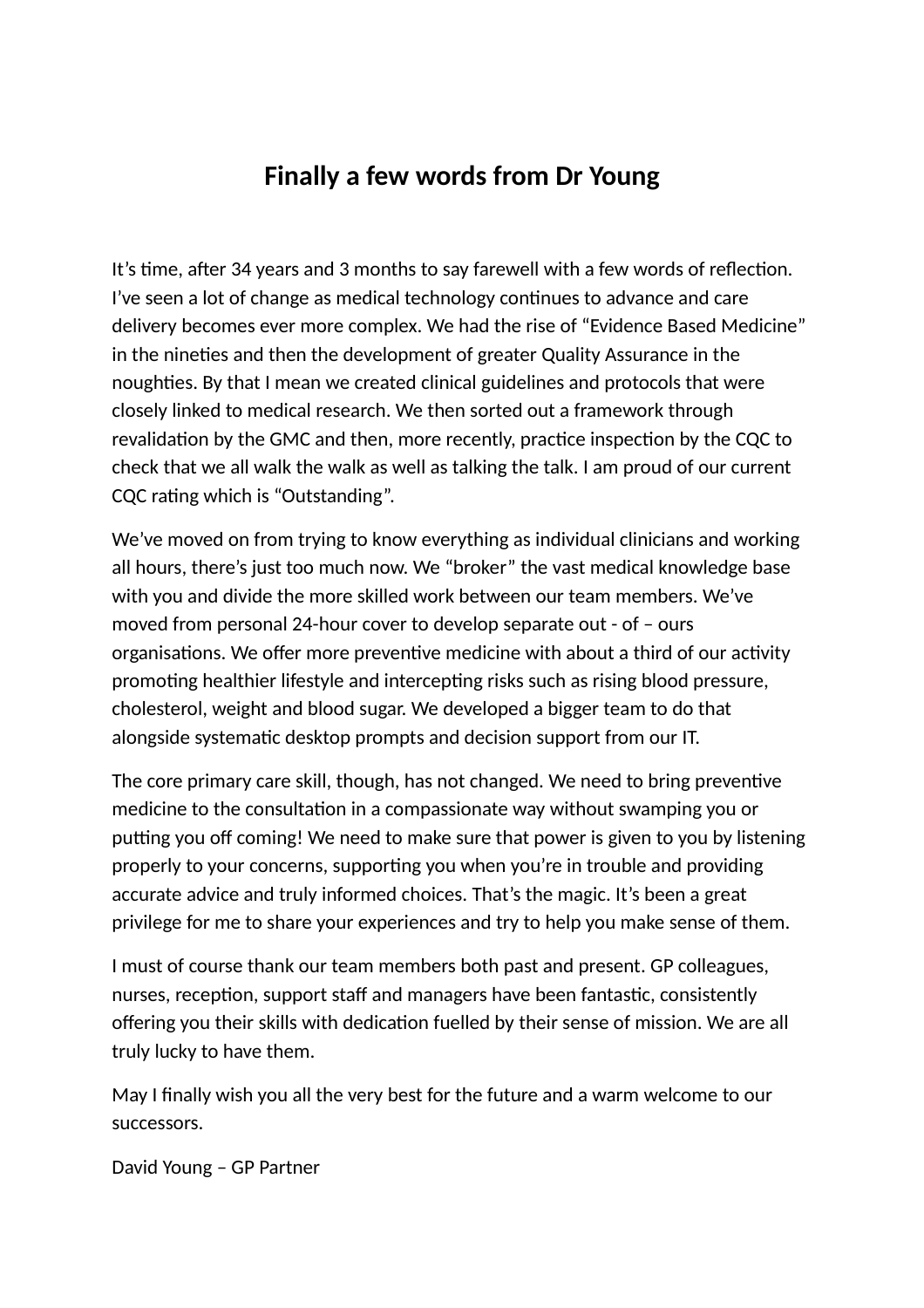# Finally a few words from Dr Young

It's time, after 34 years and 3 months to say farewell with a few words of reflection. I've seen a lot of change as medical technology continues to advance and care delivery becomes ever more complex. We had the rise of "Evidence Based Medicine" in the nineties and then the development of greater Quality Assurance in the noughties. By that I mean we created clinical guidelines and protocols that were closely linked to medical research. We then sorted out a framework through revalidation by the GMC and then, more recently, practice inspection by the CQC to check that we all walk the walk as well as talking the talk. I am proud of our current CQC rating which is "Outstanding".

We've moved on from trying to know everything as individual clinicians and working all hours, there's just too much now. We "broker" the vast medical knowledge base with you and divide the more skilled work between our team members. We've moved from personal 24-hour cover to develop separate out - of – ours organisations. We offer more preventive medicine with about a third of our activity promoting healthier lifestyle and intercepting risks such as rising blood pressure, cholesterol, weight and blood sugar. We developed a bigger team to do that alongside systematic desktop prompts and decision support from our IT.

The core primary care skill, though, has not changed. We need to bring preventive medicine to the consultation in a compassionate way without swamping you or putting you off coming! We need to make sure that power is given to you by listening properly to your concerns, supporting you when you're in trouble and providing accurate advice and truly informed choices. That's the magic. It's been a great privilege for me to share your experiences and try to help you make sense of them.

I must of course thank our team members both past and present. GP colleagues, nurses, reception, support staff and managers have been fantastic, consistently offering you their skills with dedication fuelled by their sense of mission. We are all truly lucky to have them.

May I finally wish you all the very best for the future and a warm welcome to our successors.

David Young – GP Partner